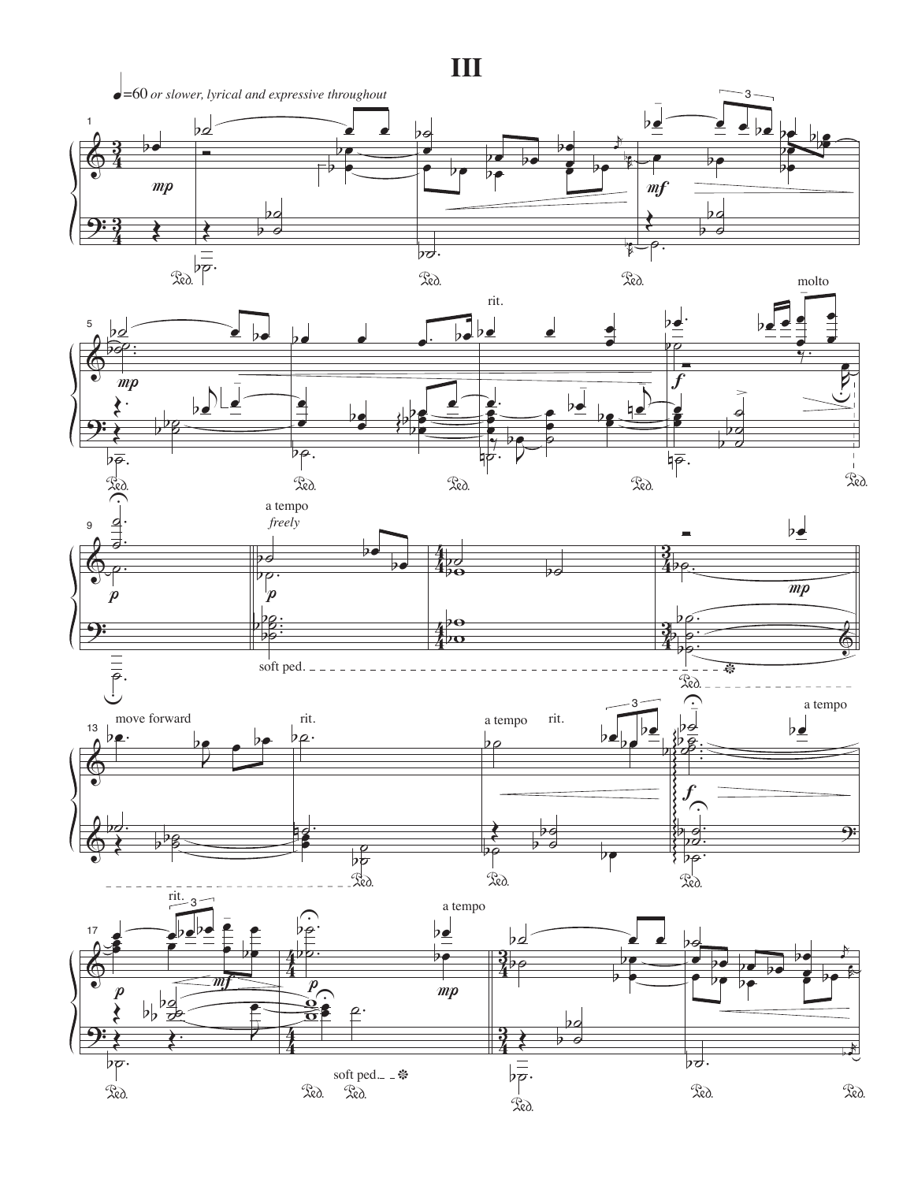# III

♩=60 *or slower, lyrical and expressive throughout*